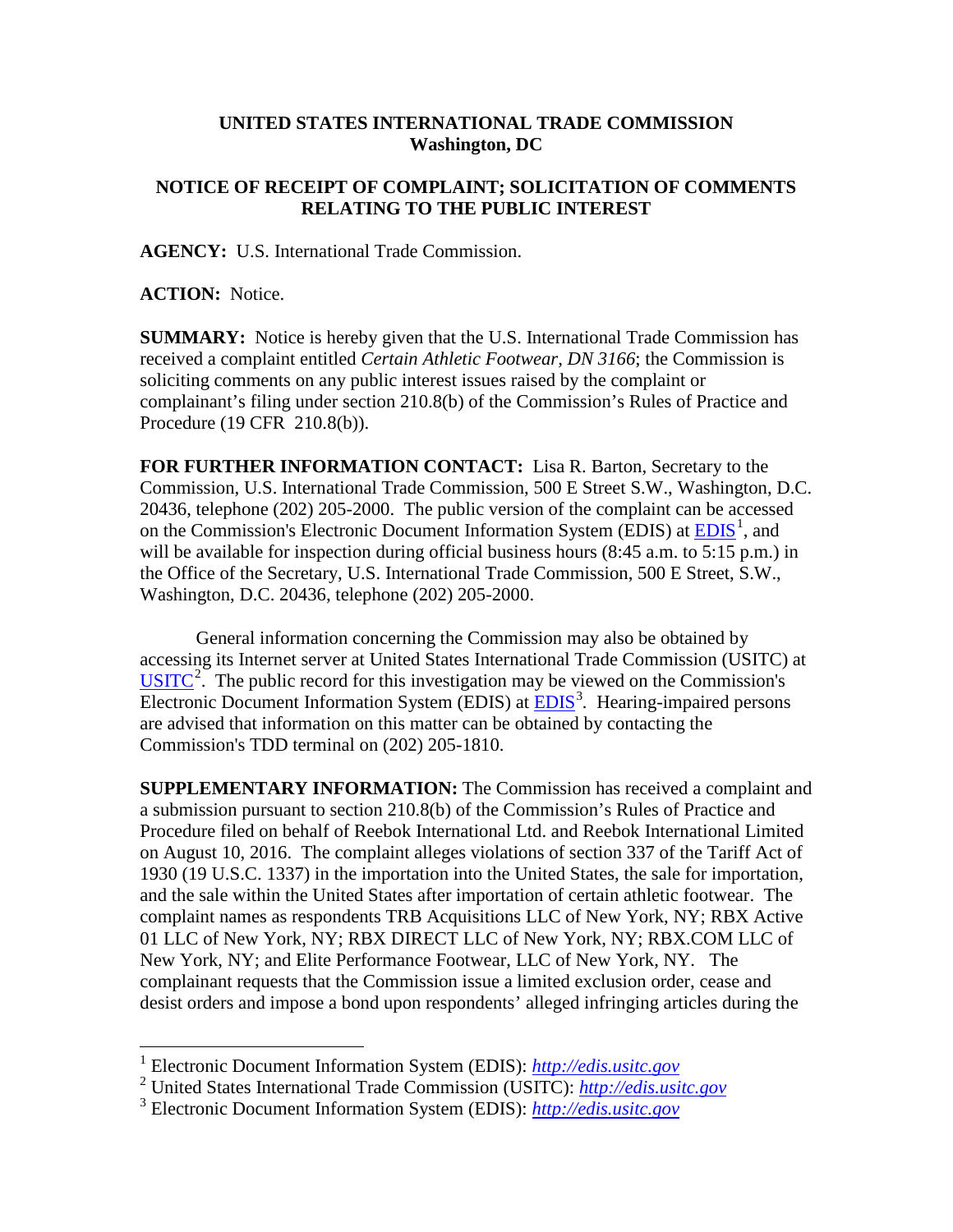**UNITED STATES INTERNATIONAL TRADE COMMISSION**
**Washington, DC**

**NOTICE OF RECEIPT OF COMPLAINT; SOLICITATION OF COMMENTS RELATING TO THE PUBLIC INTEREST**

**AGENCY:** U.S. International Trade Commission.

**ACTION:** Notice.

**SUMMARY:** Notice is hereby given that the U.S. International Trade Commission has received a complaint entitled *Certain Athletic Footwear, DN 3166*; the Commission is soliciting comments on any public interest issues raised by the complaint or complainant's filing under section 210.8(b) of the Commission's Rules of Practice and Procedure (19 CFR 210.8(b)).

**FOR FURTHER INFORMATION CONTACT:** Lisa R. Barton, Secretary to the Commission, U.S. International Trade Commission, 500 E Street S.W., Washington, D.C. 20436, telephone (202) 205-2000. The public version of the complaint can be accessed on the Commission's Electronic Document Information System (EDIS) at EDIS[1], and will be available for inspection during official business hours (8:45 a.m. to 5:15 p.m.) in the Office of the Secretary, U.S. International Trade Commission, 500 E Street, S.W., Washington, D.C. 20436, telephone (202) 205-2000.

General information concerning the Commission may also be obtained by accessing its Internet server at United States International Trade Commission (USITC) at USITC[2]. The public record for this investigation may be viewed on the Commission's Electronic Document Information System (EDIS) at EDIS[3]. Hearing-impaired persons are advised that information on this matter can be obtained by contacting the Commission's TDD terminal on (202) 205-1810.

**SUPPLEMENTARY INFORMATION:** The Commission has received a complaint and a submission pursuant to section 210.8(b) of the Commission's Rules of Practice and Procedure filed on behalf of Reebok International Ltd. and Reebok International Limited on August 10, 2016. The complaint alleges violations of section 337 of the Tariff Act of 1930 (19 U.S.C. 1337) in the importation into the United States, the sale for importation, and the sale within the United States after importation of certain athletic footwear. The complaint names as respondents TRB Acquisitions LLC of New York, NY; RBX Active 01 LLC of New York, NY; RBX DIRECT LLC of New York, NY; RBX.COM LLC of New York, NY; and Elite Performance Footwear, LLC of New York, NY. The complainant requests that the Commission issue a limited exclusion order, cease and desist orders and impose a bond upon respondents' alleged infringing articles during the

[1] Electronic Document Information System (EDIS): *http://edis.usitc.gov*
[2] United States International Trade Commission (USITC): *http://edis.usitc.gov*
[3] Electronic Document Information System (EDIS): *http://edis.usitc.gov*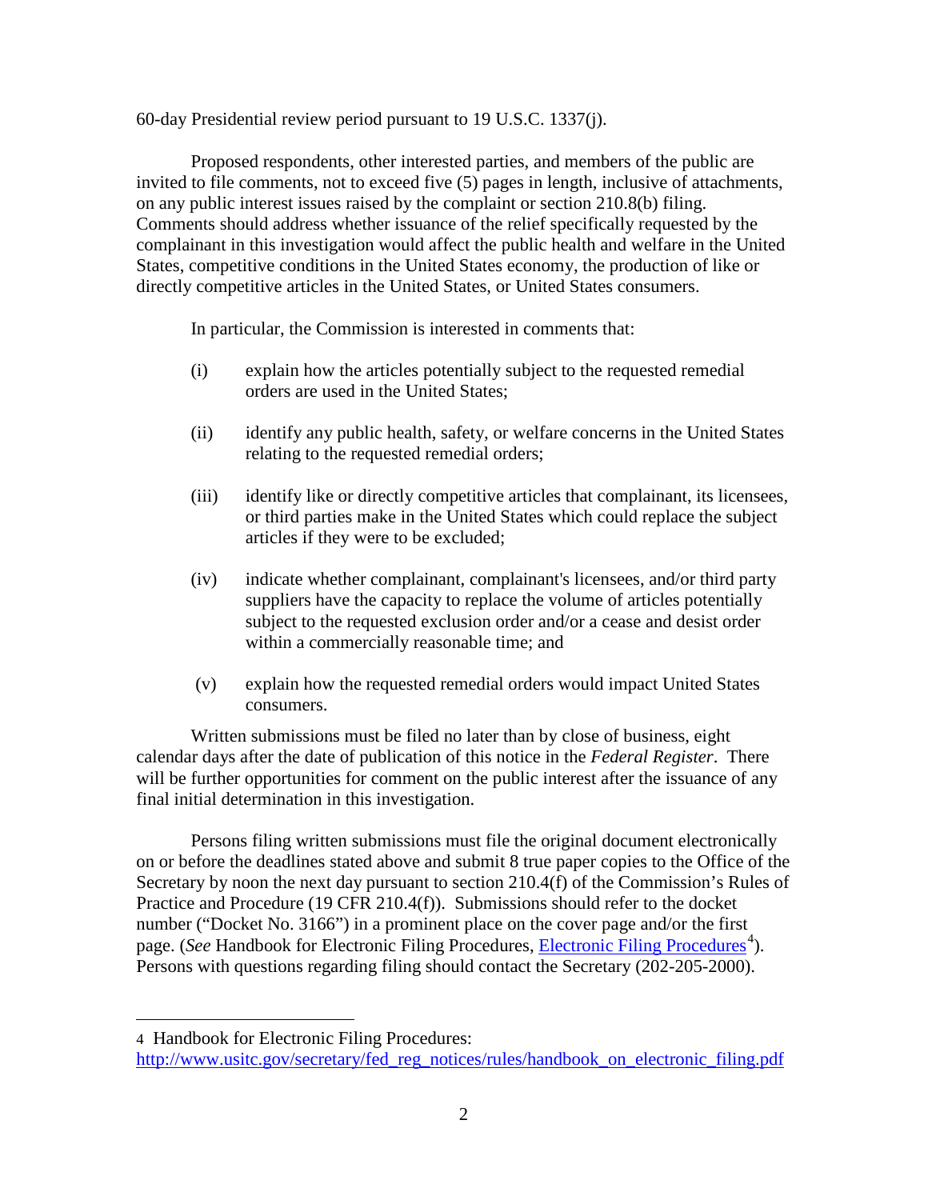60-day Presidential review period pursuant to 19 U.S.C. 1337(j).

Proposed respondents, other interested parties, and members of the public are invited to file comments, not to exceed five (5) pages in length, inclusive of attachments, on any public interest issues raised by the complaint or section 210.8(b) filing. Comments should address whether issuance of the relief specifically requested by the complainant in this investigation would affect the public health and welfare in the United States, competitive conditions in the United States economy, the production of like or directly competitive articles in the United States, or United States consumers.

In particular, the Commission is interested in comments that:

(i) explain how the articles potentially subject to the requested remedial orders are used in the United States;

(ii) identify any public health, safety, or welfare concerns in the United States relating to the requested remedial orders;

(iii) identify like or directly competitive articles that complainant, its licensees, or third parties make in the United States which could replace the subject articles if they were to be excluded;

(iv) indicate whether complainant, complainant's licensees, and/or third party suppliers have the capacity to replace the volume of articles potentially subject to the requested exclusion order and/or a cease and desist order within a commercially reasonable time; and

(v) explain how the requested remedial orders would impact United States consumers.

Written submissions must be filed no later than by close of business, eight calendar days after the date of publication of this notice in the *Federal Register*. There will be further opportunities for comment on the public interest after the issuance of any final initial determination in this investigation.

Persons filing written submissions must file the original document electronically on or before the deadlines stated above and submit 8 true paper copies to the Office of the Secretary by noon the next day pursuant to section 210.4(f) of the Commission's Rules of Practice and Procedure (19 CFR 210.4(f)). Submissions should refer to the docket number ("Docket No. 3166") in a prominent place on the cover page and/or the first page. (*See* Handbook for Electronic Filing Procedures, Electronic Filing Procedures[4]). Persons with questions regarding filing should contact the Secretary (202-205-2000).

---

4 Handbook for Electronic Filing Procedures: http://www.usitc.gov/secretary/fed_reg_notices/rules/handbook_on_electronic_filing.pdf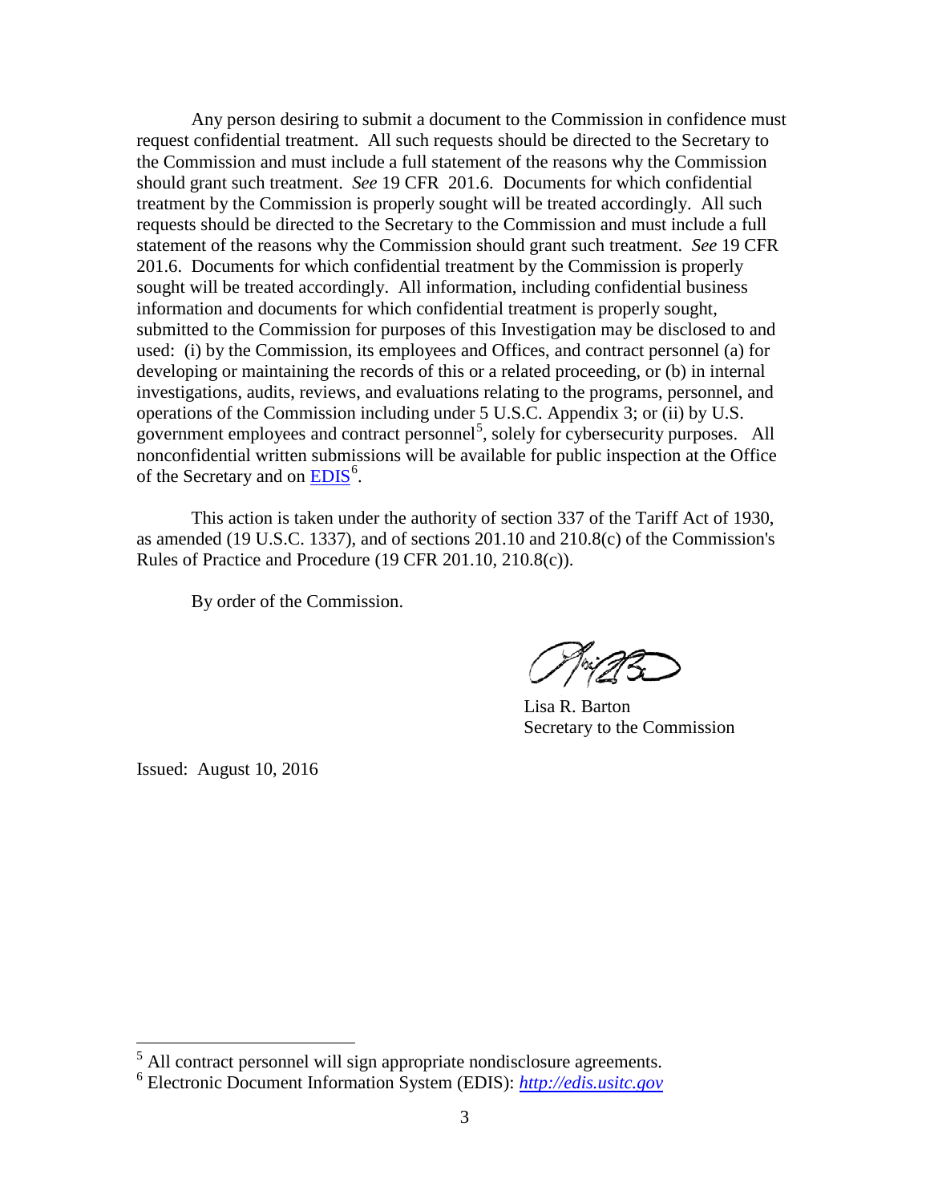Any person desiring to submit a document to the Commission in confidence must request confidential treatment. All such requests should be directed to the Secretary to the Commission and must include a full statement of the reasons why the Commission should grant such treatment. *See* 19 CFR 201.6. Documents for which confidential treatment by the Commission is properly sought will be treated accordingly. All such requests should be directed to the Secretary to the Commission and must include a full statement of the reasons why the Commission should grant such treatment. *See* 19 CFR 201.6. Documents for which confidential treatment by the Commission is properly sought will be treated accordingly. All information, including confidential business information and documents for which confidential treatment is properly sought, submitted to the Commission for purposes of this Investigation may be disclosed to and used: (i) by the Commission, its employees and Offices, and contract personnel (a) for developing or maintaining the records of this or a related proceeding, or (b) in internal investigations, audits, reviews, and evaluations relating to the programs, personnel, and operations of the Commission including under 5 U.S.C. Appendix 3; or (ii) by U.S. government employees and contract personnel[5], solely for cybersecurity purposes. All nonconfidential written submissions will be available for public inspection at the Office of the Secretary and on [EDIS](http://edis.usitc.gov)[6].

This action is taken under the authority of section 337 of the Tariff Act of 1930, as amended (19 U.S.C. 1337), and of sections 201.10 and 210.8(c) of the Commission's Rules of Practice and Procedure (19 CFR 201.10, 210.8(c)).

By order of the Commission.

Lisa R. Barton
Secretary to the Commission

Issued: August 10, 2016

---

[5] All contract personnel will sign appropriate nondisclosure agreements.

[6] Electronic Document Information System (EDIS): *http://edis.usitc.gov*